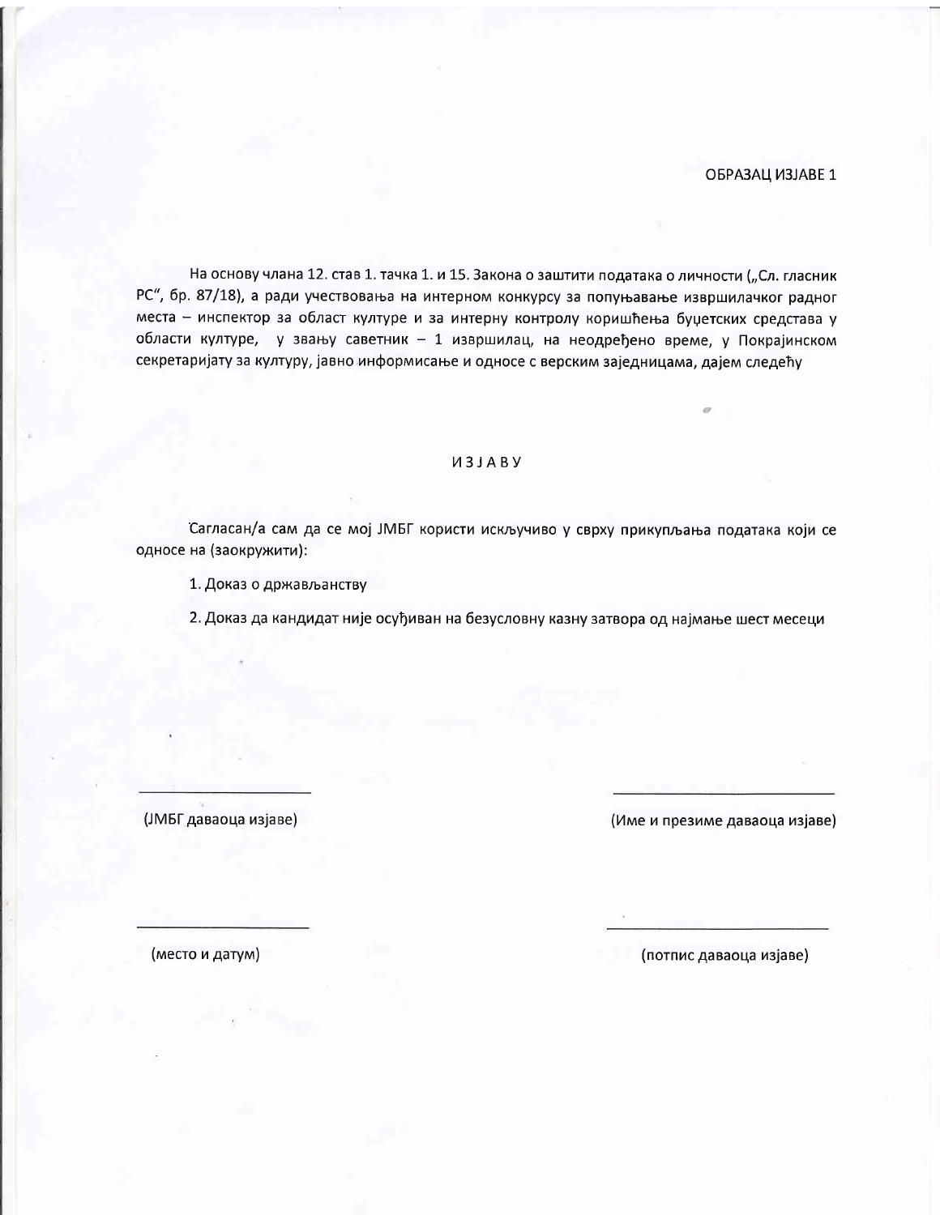ОБРАЗАЦ ИЗЈАВЕ 1

На основу члана 12. став 1. тачка 1. и 15. Закона о заштити података о личности („Сл. гласник РС", бр. 87/18), а ради учествовања на интерном конкурсу за попуњавање извршилачког радног места – инспектор за област културе и за интерну контролу коришћења буџетских средстава у области културе, у звању саветник – 1 извршилац, на неодређено време, у Покрајинском секретаријату за културу, јавно информисање и односе с верским заједницама, дајем следећу

# ИЗЈАВУ

Сагласан/а сам да се мој ЈМБГ користи искључиво у сврху прикупљања података који се односе на (заокружити):

1. Доказ о држављанству

2. Доказ да кандидат није осуђиван на безусловну казну затвора од најмање шест месеци

\_\_\_\_\_\_\_\_\_\_\_\_\_\_\_\_\_\_\_\_
(ЈМБГ даваоца изјаве)

\_\_\_\_\_\_\_\_\_\_\_\_\_\_\_\_\_\_\_\_
(Име и презиме даваоца изјаве)

\_\_\_\_\_\_\_\_\_\_\_\_\_\_\_\_\_\_\_\_
(место и датум)

\_\_\_\_\_\_\_\_\_\_\_\_\_\_\_\_\_\_\_\_
(потпис даваоца изјаве)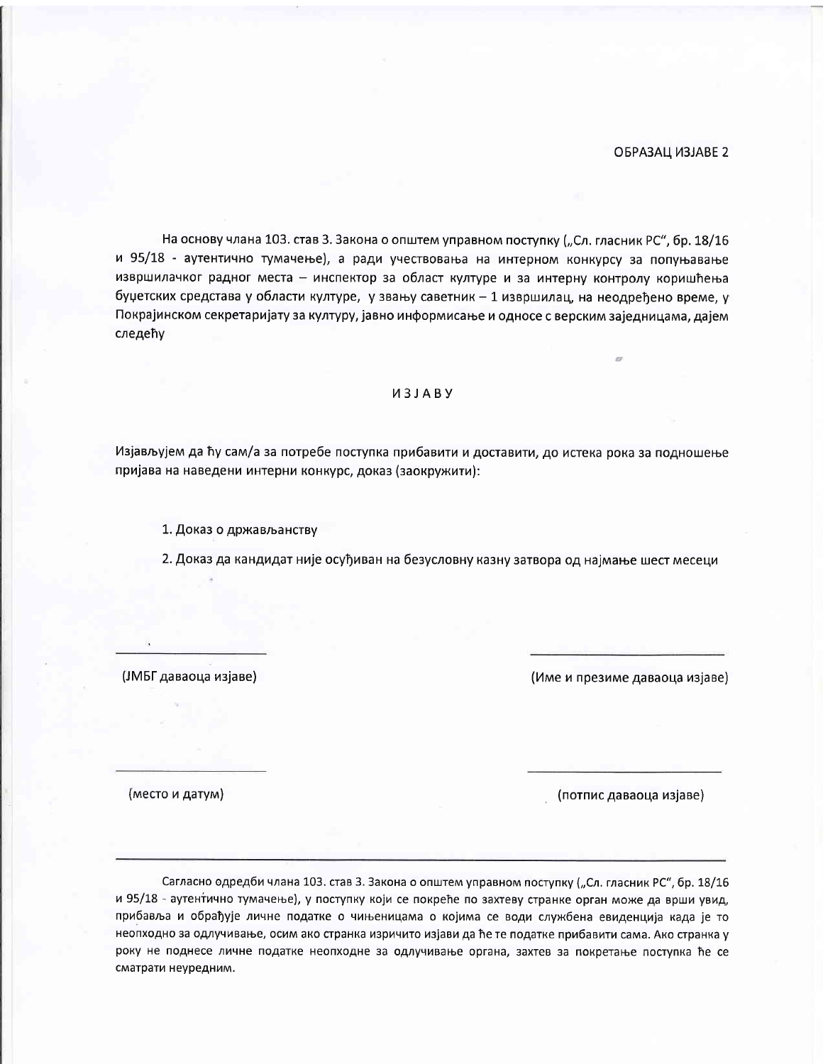ОБРАЗАЦ ИЗЈАВЕ 2

На основу члана 103. став 3. Закона о општем управном поступку („Сл. гласник РС", бр. 18/16 и 95/18 - аутентично тумачење), а ради учествовања на интерном конкурсу за попуњавање извршилачког радног места – инспектор за област културе и за интерну контролу коришћења буџетских средстава у области културе, у звању саветник – 1 извршилац, на неодређено време, у Покрајинском секретаријату за културу, јавно информисање и односе с верским заједницама, дајем следећу

## ИЗЈАВУ

Изјављујем да ћу сам/а за потребе поступка прибавити и доставити, до истека рока за подношење пријава на наведени интерни конкурс, доказ (заокружити):

1. Доказ о држављанству
2. Доказ да кандидат није осуђиван на безусловну казну затвора од најмање шест месеци

\_\_\_\_\_\_\_\_\_\_\_\_\_\_\_\_\_\_\_\_ (ЈМБГ даваоца изјаве)

\_\_\_\_\_\_\_\_\_\_\_\_\_\_\_\_\_\_\_\_ (Име и презиме даваоца изјаве)

\_\_\_\_\_\_\_\_\_\_\_\_\_\_\_\_\_\_\_\_ (место и датум)

\_\_\_\_\_\_\_\_\_\_\_\_\_\_\_\_\_\_\_\_ (потпис даваоца изјаве)

---

Сагласно одредби члана 103. став 3. Закона о општем управном поступку („Сл. гласник РС", бр. 18/16 и 95/18 - аутентично тумачење), у поступку који се покреће по захтеву странке орган може да врши увид, прибавља и обрађује личне податке о чињеницама о којима се води службена евиденција када је то неопходно за одлучивање, осим ако странка изричито изјави да ће те податке прибавити сама. Ако странка у року не поднесе личне податке неопходне за одлучивање органа, захтев за покретање поступка ће се сматрати неуредним.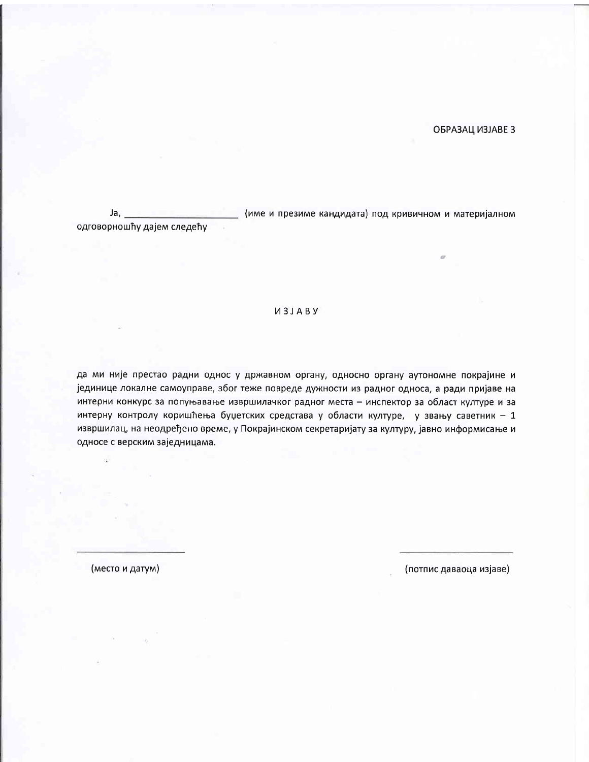ОБРАЗАЦ ИЗЈАВЕ 3

Ја, ______________________ (име и презиме кандидата) под кривичном и материјалном одговорношћу дајем следећу

И З Ј А В У

да ми није престао радни однос у државном органу, односно органу аутономне покрајине и јединице локалне самоуправе, због теже повреде дужности из радног односа, а ради пријаве на интерни конкурс за попуњавање извршилачког радног места – инспектор за област културе и за интерну контролу коришћења буџетских средстава у области културе, у звању саветник – 1 извршилац, на неодређено време, у Покрајинском секретаријату за културу, јавно информисање и односе с верским заједницама.

______________________

(место и датум)

______________________

(потпис даваоца изјаве)